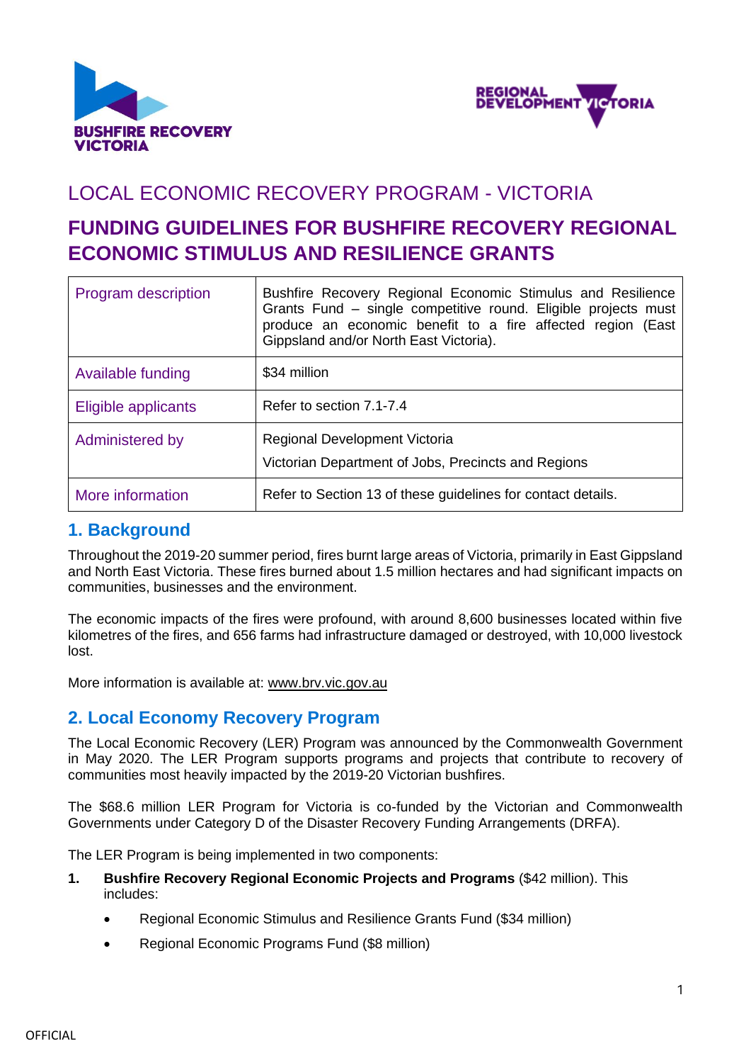# LOCAL ECONOMIC RECOVERY PROGRAM - VICTORIA

# FUNDING GUIDELINES FOR BUSHFIRE RECOVERY REGIONAL ECONOMIC STIMULUS AND RESILIENCE GRANTS

| | |
|---|---|
| Program description | Bushfire Recovery Regional Economic Stimulus and Resilience Grants Fund – single competitive round. Eligible projects must produce an economic benefit to a fire affected region (East Gippsland and/or North East Victoria). |
| Available funding | $34 million |
| Eligible applicants | Refer to section 7.1-7.4 |
| Administered by | Regional Development Victoria<br>Victorian Department of Jobs, Precincts and Regions |
| More information | Refer to Section 13 of these guidelines for contact details. |

## 1. Background

Throughout the 2019-20 summer period, fires burnt large areas of Victoria, primarily in East Gippsland and North East Victoria. These fires burned about 1.5 million hectares and had significant impacts on communities, businesses and the environment.

The economic impacts of the fires were profound, with around 8,600 businesses located within five kilometres of the fires, and 656 farms had infrastructure damaged or destroyed, with 10,000 livestock lost.

More information is available at: www.brv.vic.gov.au

## 2. Local Economy Recovery Program

The Local Economic Recovery (LER) Program was announced by the Commonwealth Government in May 2020. The LER Program supports programs and projects that contribute to recovery of communities most heavily impacted by the 2019-20 Victorian bushfires.

The $68.6 million LER Program for Victoria is co-funded by the Victorian and Commonwealth Governments under Category D of the Disaster Recovery Funding Arrangements (DRFA).

The LER Program is being implemented in two components:

1. **Bushfire Recovery Regional Economic Projects and Programs** ($42 million). This includes:
   - Regional Economic Stimulus and Resilience Grants Fund ($34 million)
   - Regional Economic Programs Fund ($8 million)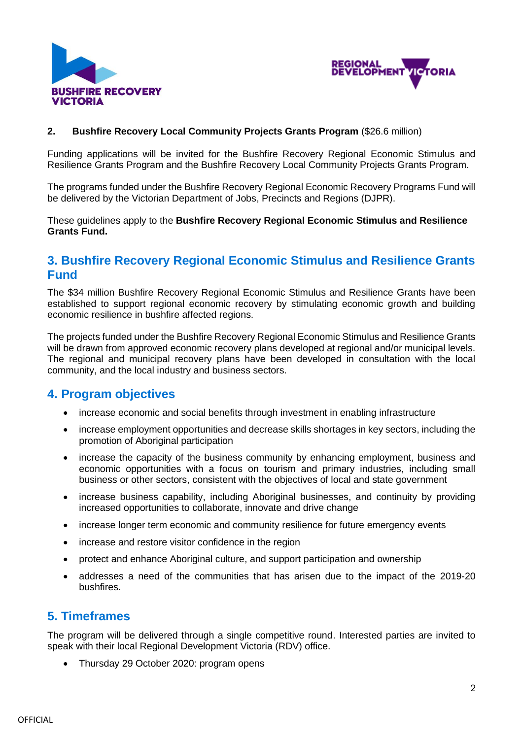2. **Bushfire Recovery Local Community Projects Grants Program** ($26.6 million)

Funding applications will be invited for the Bushfire Recovery Regional Economic Stimulus and Resilience Grants Program and the Bushfire Recovery Local Community Projects Grants Program.

The programs funded under the Bushfire Recovery Regional Economic Recovery Programs Fund will be delivered by the Victorian Department of Jobs, Precincts and Regions (DJPR).

These guidelines apply to the **Bushfire Recovery Regional Economic Stimulus and Resilience Grants Fund.**

## 3. Bushfire Recovery Regional Economic Stimulus and Resilience Grants Fund

The $34 million Bushfire Recovery Regional Economic Stimulus and Resilience Grants have been established to support regional economic recovery by stimulating economic growth and building economic resilience in bushfire affected regions.

The projects funded under the Bushfire Recovery Regional Economic Stimulus and Resilience Grants will be drawn from approved economic recovery plans developed at regional and/or municipal levels. The regional and municipal recovery plans have been developed in consultation with the local community, and the local industry and business sectors.

## 4. Program objectives

- increase economic and social benefits through investment in enabling infrastructure
- increase employment opportunities and decrease skills shortages in key sectors, including the promotion of Aboriginal participation
- increase the capacity of the business community by enhancing employment, business and economic opportunities with a focus on tourism and primary industries, including small business or other sectors, consistent with the objectives of local and state government
- increase business capability, including Aboriginal businesses, and continuity by providing increased opportunities to collaborate, innovate and drive change
- increase longer term economic and community resilience for future emergency events
- increase and restore visitor confidence in the region
- protect and enhance Aboriginal culture, and support participation and ownership
- addresses a need of the communities that has arisen due to the impact of the 2019-20 bushfires.

## 5. Timeframes

The program will be delivered through a single competitive round. Interested parties are invited to speak with their local Regional Development Victoria (RDV) office.

- Thursday 29 October 2020: program opens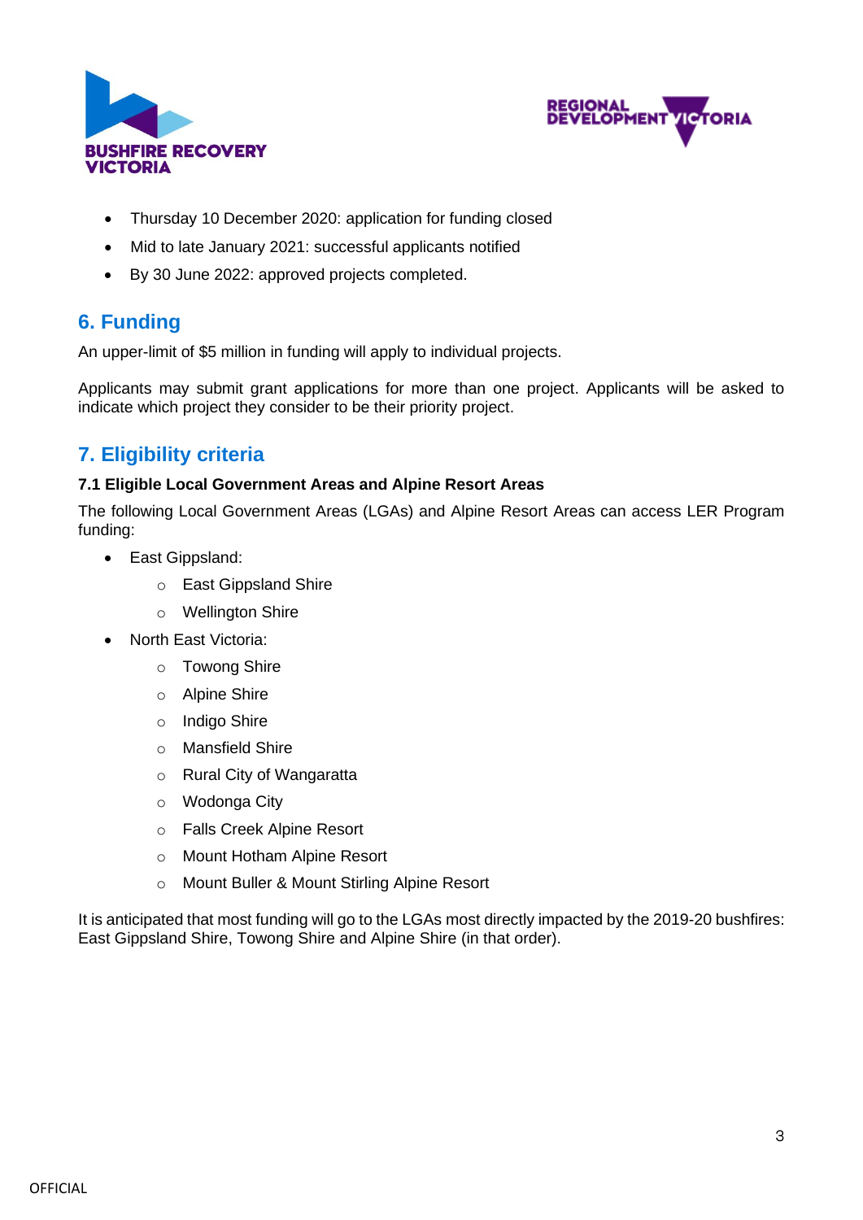- Thursday 10 December 2020: application for funding closed
- Mid to late January 2021: successful applicants notified
- By 30 June 2022: approved projects completed.

## 6. Funding

An upper-limit of $5 million in funding will apply to individual projects.

Applicants may submit grant applications for more than one project. Applicants will be asked to indicate which project they consider to be their priority project.

## 7. Eligibility criteria

### 7.1 Eligible Local Government Areas and Alpine Resort Areas

The following Local Government Areas (LGAs) and Alpine Resort Areas can access LER Program funding:

- East Gippsland:
  - East Gippsland Shire
  - Wellington Shire
- North East Victoria:
  - Towong Shire
  - Alpine Shire
  - Indigo Shire
  - Mansfield Shire
  - Rural City of Wangaratta
  - Wodonga City
  - Falls Creek Alpine Resort
  - Mount Hotham Alpine Resort
  - Mount Buller & Mount Stirling Alpine Resort

It is anticipated that most funding will go to the LGAs most directly impacted by the 2019-20 bushfires: East Gippsland Shire, Towong Shire and Alpine Shire (in that order).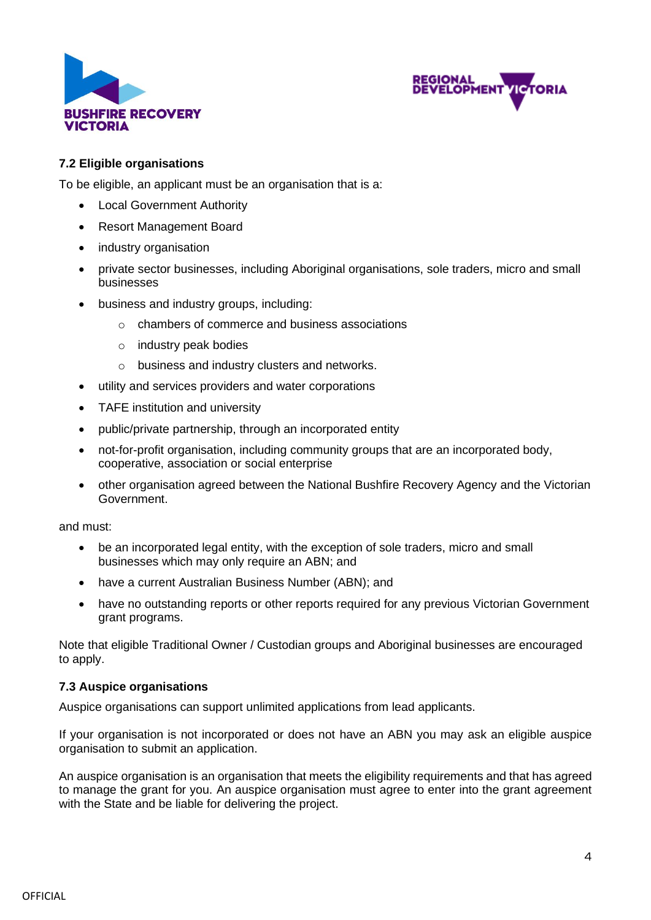### 7.2 Eligible organisations

To be eligible, an applicant must be an organisation that is a:

- Local Government Authority
- Resort Management Board
- industry organisation
- private sector businesses, including Aboriginal organisations, sole traders, micro and small businesses
- business and industry groups, including:
  - chambers of commerce and business associations
  - industry peak bodies
  - business and industry clusters and networks.
- utility and services providers and water corporations
- TAFE institution and university
- public/private partnership, through an incorporated entity
- not-for-profit organisation, including community groups that are an incorporated body, cooperative, association or social enterprise
- other organisation agreed between the National Bushfire Recovery Agency and the Victorian Government.

and must:

- be an incorporated legal entity, with the exception of sole traders, micro and small businesses which may only require an ABN; and
- have a current Australian Business Number (ABN); and
- have no outstanding reports or other reports required for any previous Victorian Government grant programs.

Note that eligible Traditional Owner / Custodian groups and Aboriginal businesses are encouraged to apply.

### 7.3 Auspice organisations

Auspice organisations can support unlimited applications from lead applicants.

If your organisation is not incorporated or does not have an ABN you may ask an eligible auspice organisation to submit an application.

An auspice organisation is an organisation that meets the eligibility requirements and that has agreed to manage the grant for you. An auspice organisation must agree to enter into the grant agreement with the State and be liable for delivering the project.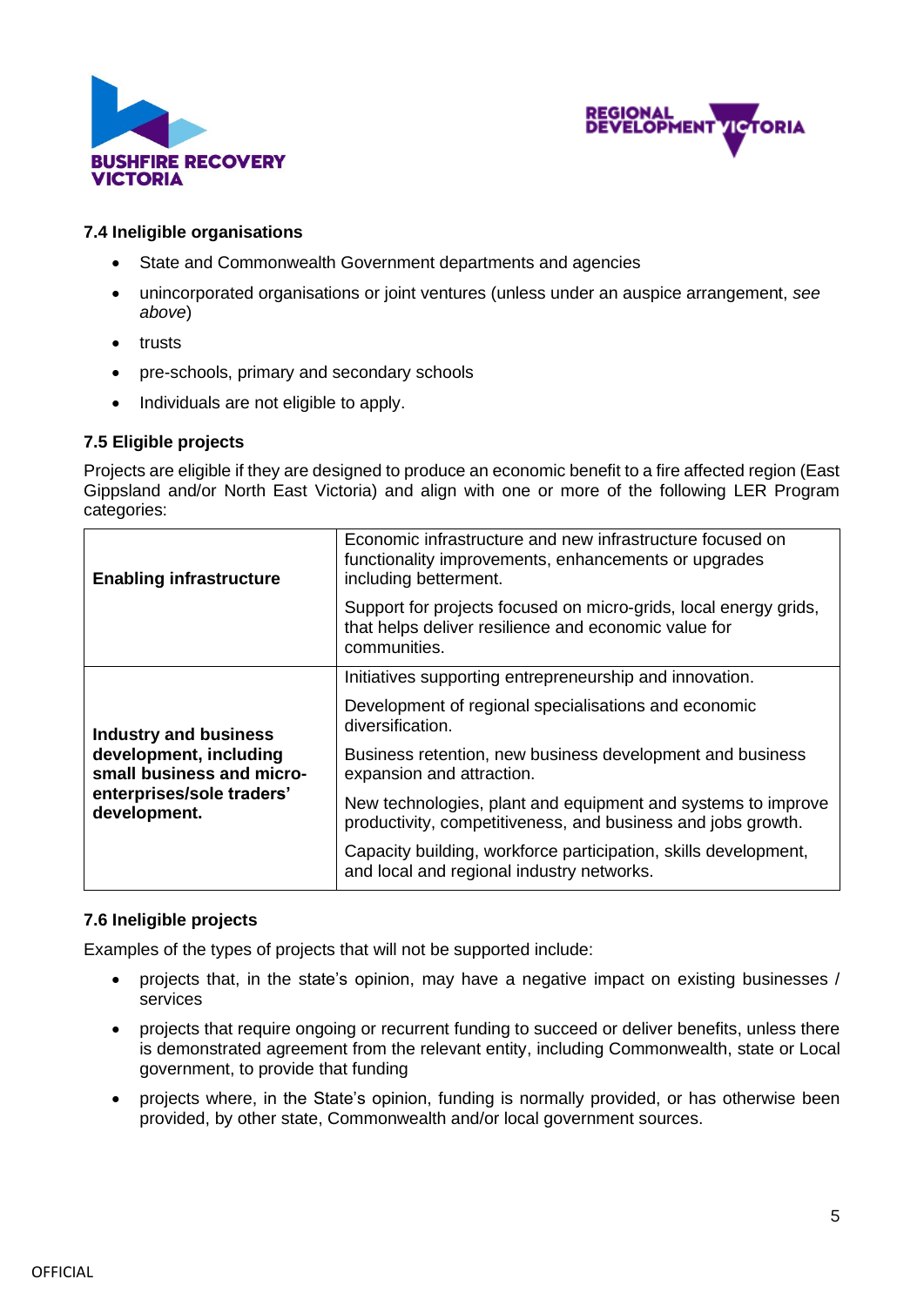### 7.4 Ineligible organisations

- State and Commonwealth Government departments and agencies
- unincorporated organisations or joint ventures (unless under an auspice arrangement, *see above*)
- trusts
- pre-schools, primary and secondary schools
- Individuals are not eligible to apply.

### 7.5 Eligible projects

Projects are eligible if they are designed to produce an economic benefit to a fire affected region (East Gippsland and/or North East Victoria) and align with one or more of the following LER Program categories:

| | |
|---|---|
| **Enabling infrastructure** | Economic infrastructure and new infrastructure focused on functionality improvements, enhancements or upgrades including betterment.<br><br>Support for projects focused on micro-grids, local energy grids, that helps deliver resilience and economic value for communities. |
| **Industry and business development, including small business and micro-enterprises/sole traders' development.** | Initiatives supporting entrepreneurship and innovation.<br><br>Development of regional specialisations and economic diversification.<br><br>Business retention, new business development and business expansion and attraction.<br><br>New technologies, plant and equipment and systems to improve productivity, competitiveness, and business and jobs growth.<br><br>Capacity building, workforce participation, skills development, and local and regional industry networks. |

### 7.6 Ineligible projects

Examples of the types of projects that will not be supported include:

- projects that, in the state's opinion, may have a negative impact on existing businesses / services
- projects that require ongoing or recurrent funding to succeed or deliver benefits, unless there is demonstrated agreement from the relevant entity, including Commonwealth, state or Local government, to provide that funding
- projects where, in the State's opinion, funding is normally provided, or has otherwise been provided, by other state, Commonwealth and/or local government sources.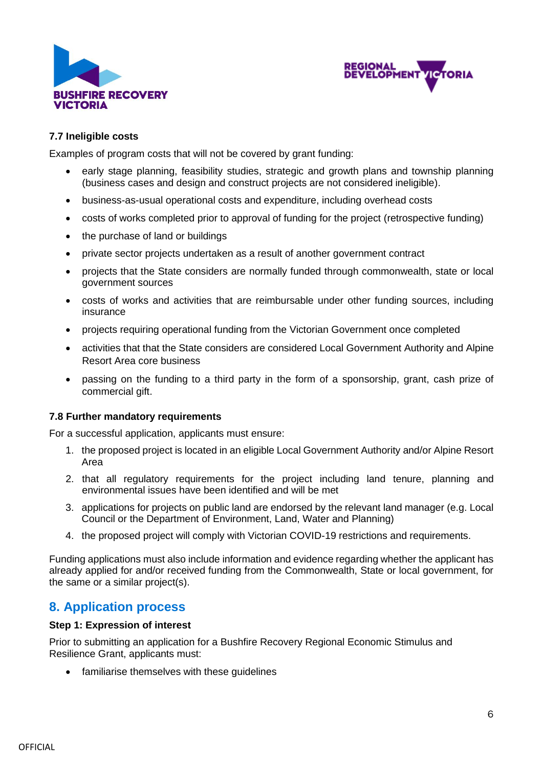### 7.7 Ineligible costs

Examples of program costs that will not be covered by grant funding:

- early stage planning, feasibility studies, strategic and growth plans and township planning (business cases and design and construct projects are not considered ineligible).
- business-as-usual operational costs and expenditure, including overhead costs
- costs of works completed prior to approval of funding for the project (retrospective funding)
- the purchase of land or buildings
- private sector projects undertaken as a result of another government contract
- projects that the State considers are normally funded through commonwealth, state or local government sources
- costs of works and activities that are reimbursable under other funding sources, including insurance
- projects requiring operational funding from the Victorian Government once completed
- activities that that the State considers are considered Local Government Authority and Alpine Resort Area core business
- passing on the funding to a third party in the form of a sponsorship, grant, cash prize of commercial gift.

### 7.8 Further mandatory requirements

For a successful application, applicants must ensure:

1. the proposed project is located in an eligible Local Government Authority and/or Alpine Resort Area
2. that all regulatory requirements for the project including land tenure, planning and environmental issues have been identified and will be met
3. applications for projects on public land are endorsed by the relevant land manager (e.g. Local Council or the Department of Environment, Land, Water and Planning)
4. the proposed project will comply with Victorian COVID-19 restrictions and requirements.

Funding applications must also include information and evidence regarding whether the applicant has already applied for and/or received funding from the Commonwealth, State or local government, for the same or a similar project(s).

## 8. Application process

**Step 1: Expression of interest**

Prior to submitting an application for a Bushfire Recovery Regional Economic Stimulus and Resilience Grant, applicants must:

- familiarise themselves with these guidelines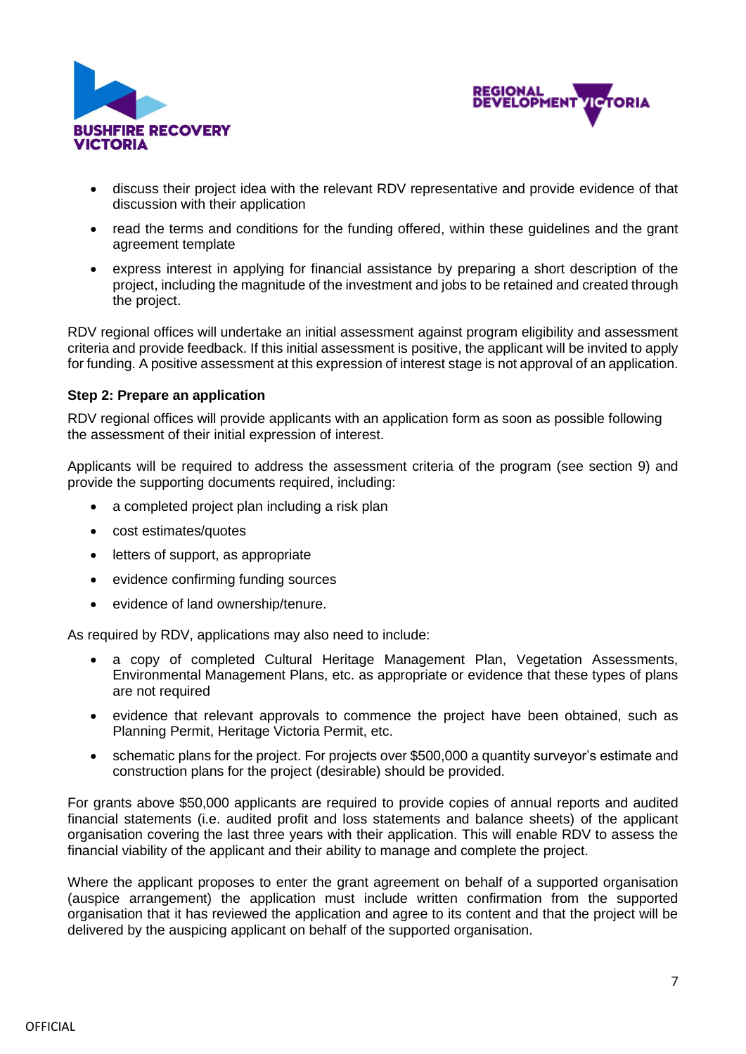- discuss their project idea with the relevant RDV representative and provide evidence of that discussion with their application
- read the terms and conditions for the funding offered, within these guidelines and the grant agreement template
- express interest in applying for financial assistance by preparing a short description of the project, including the magnitude of the investment and jobs to be retained and created through the project.

RDV regional offices will undertake an initial assessment against program eligibility and assessment criteria and provide feedback. If this initial assessment is positive, the applicant will be invited to apply for funding. A positive assessment at this expression of interest stage is not approval of an application.

**Step 2: Prepare an application**

RDV regional offices will provide applicants with an application form as soon as possible following the assessment of their initial expression of interest.

Applicants will be required to address the assessment criteria of the program (see section 9) and provide the supporting documents required, including:

- a completed project plan including a risk plan
- cost estimates/quotes
- letters of support, as appropriate
- evidence confirming funding sources
- evidence of land ownership/tenure.

As required by RDV, applications may also need to include:

- a copy of completed Cultural Heritage Management Plan, Vegetation Assessments, Environmental Management Plans, etc. as appropriate or evidence that these types of plans are not required
- evidence that relevant approvals to commence the project have been obtained, such as Planning Permit, Heritage Victoria Permit, etc.
- schematic plans for the project. For projects over $500,000 a quantity surveyor's estimate and construction plans for the project (desirable) should be provided.

For grants above $50,000 applicants are required to provide copies of annual reports and audited financial statements (i.e. audited profit and loss statements and balance sheets) of the applicant organisation covering the last three years with their application. This will enable RDV to assess the financial viability of the applicant and their ability to manage and complete the project.

Where the applicant proposes to enter the grant agreement on behalf of a supported organisation (auspice arrangement) the application must include written confirmation from the supported organisation that it has reviewed the application and agree to its content and that the project will be delivered by the auspicing applicant on behalf of the supported organisation.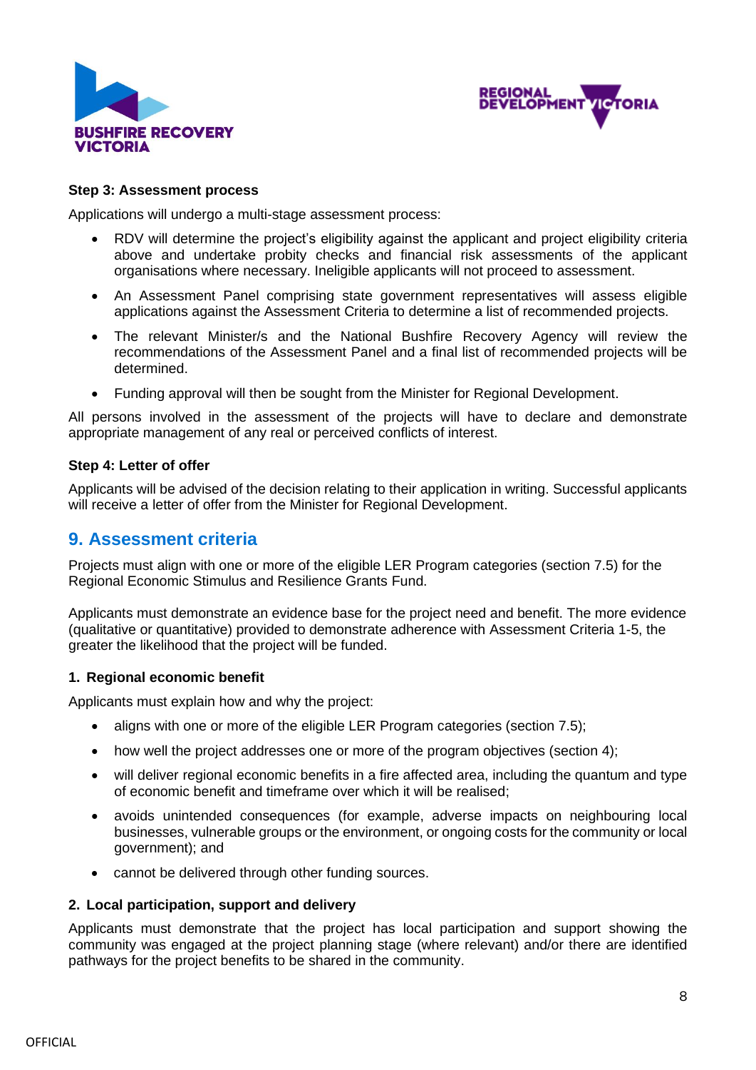**Step 3: Assessment process**

Applications will undergo a multi-stage assessment process:

- RDV will determine the project's eligibility against the applicant and project eligibility criteria above and undertake probity checks and financial risk assessments of the applicant organisations where necessary. Ineligible applicants will not proceed to assessment.
- An Assessment Panel comprising state government representatives will assess eligible applications against the Assessment Criteria to determine a list of recommended projects.
- The relevant Minister/s and the National Bushfire Recovery Agency will review the recommendations of the Assessment Panel and a final list of recommended projects will be determined.
- Funding approval will then be sought from the Minister for Regional Development.

All persons involved in the assessment of the projects will have to declare and demonstrate appropriate management of any real or perceived conflicts of interest.

**Step 4: Letter of offer**

Applicants will be advised of the decision relating to their application in writing. Successful applicants will receive a letter of offer from the Minister for Regional Development.

## 9. Assessment criteria

Projects must align with one or more of the eligible LER Program categories (section 7.5) for the Regional Economic Stimulus and Resilience Grants Fund.

Applicants must demonstrate an evidence base for the project need and benefit. The more evidence (qualitative or quantitative) provided to demonstrate adherence with Assessment Criteria 1-5, the greater the likelihood that the project will be funded.

**1. Regional economic benefit**

Applicants must explain how and why the project:

- aligns with one or more of the eligible LER Program categories (section 7.5);
- how well the project addresses one or more of the program objectives (section 4);
- will deliver regional economic benefits in a fire affected area, including the quantum and type of economic benefit and timeframe over which it will be realised;
- avoids unintended consequences (for example, adverse impacts on neighbouring local businesses, vulnerable groups or the environment, or ongoing costs for the community or local government); and
- cannot be delivered through other funding sources.

**2. Local participation, support and delivery**

Applicants must demonstrate that the project has local participation and support showing the community was engaged at the project planning stage (where relevant) and/or there are identified pathways for the project benefits to be shared in the community.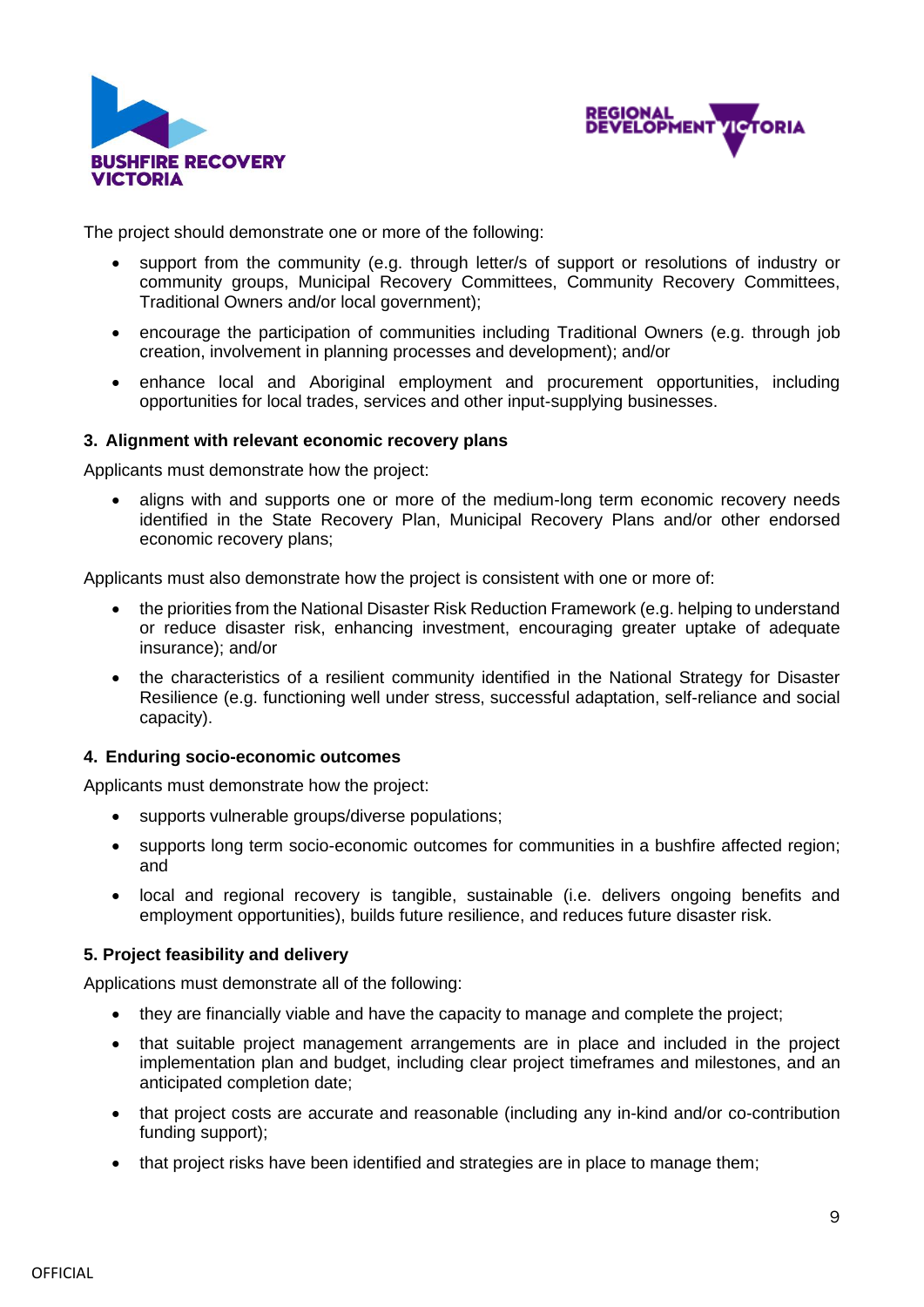The project should demonstrate one or more of the following:

- support from the community (e.g. through letter/s of support or resolutions of industry or community groups, Municipal Recovery Committees, Community Recovery Committees, Traditional Owners and/or local government);
- encourage the participation of communities including Traditional Owners (e.g. through job creation, involvement in planning processes and development); and/or
- enhance local and Aboriginal employment and procurement opportunities, including opportunities for local trades, services and other input-supplying businesses.

### 3. Alignment with relevant economic recovery plans

Applicants must demonstrate how the project:

- aligns with and supports one or more of the medium-long term economic recovery needs identified in the State Recovery Plan, Municipal Recovery Plans and/or other endorsed economic recovery plans;

Applicants must also demonstrate how the project is consistent with one or more of:

- the priorities from the National Disaster Risk Reduction Framework (e.g. helping to understand or reduce disaster risk, enhancing investment, encouraging greater uptake of adequate insurance); and/or
- the characteristics of a resilient community identified in the National Strategy for Disaster Resilience (e.g. functioning well under stress, successful adaptation, self-reliance and social capacity).

### 4. Enduring socio-economic outcomes

Applicants must demonstrate how the project:

- supports vulnerable groups/diverse populations;
- supports long term socio-economic outcomes for communities in a bushfire affected region; and
- local and regional recovery is tangible, sustainable (i.e. delivers ongoing benefits and employment opportunities), builds future resilience, and reduces future disaster risk.

### 5. Project feasibility and delivery

Applications must demonstrate all of the following:

- they are financially viable and have the capacity to manage and complete the project;
- that suitable project management arrangements are in place and included in the project implementation plan and budget, including clear project timeframes and milestones, and an anticipated completion date;
- that project costs are accurate and reasonable (including any in-kind and/or co-contribution funding support);
- that project risks have been identified and strategies are in place to manage them;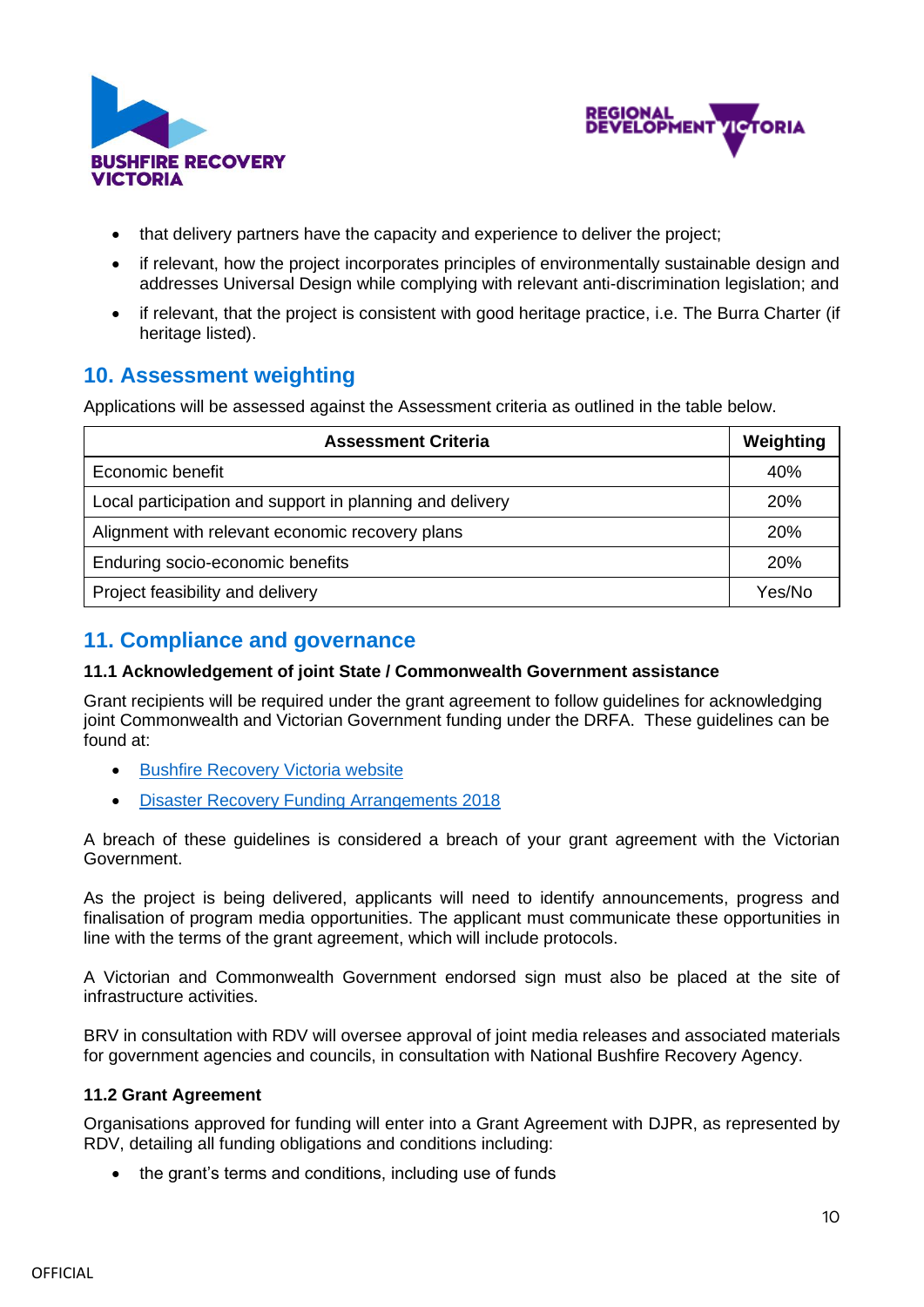- that delivery partners have the capacity and experience to deliver the project;
- if relevant, how the project incorporates principles of environmentally sustainable design and addresses Universal Design while complying with relevant anti-discrimination legislation; and
- if relevant, that the project is consistent with good heritage practice, i.e. The Burra Charter (if heritage listed).

## 10. Assessment weighting

Applications will be assessed against the Assessment criteria as outlined in the table below.

| Assessment Criteria | Weighting |
|---|---|
| Economic benefit | 40% |
| Local participation and support in planning and delivery | 20% |
| Alignment with relevant economic recovery plans | 20% |
| Enduring socio-economic benefits | 20% |
| Project feasibility and delivery | Yes/No |

## 11. Compliance and governance

### 11.1 Acknowledgement of joint State / Commonwealth Government assistance

Grant recipients will be required under the grant agreement to follow guidelines for acknowledging joint Commonwealth and Victorian Government funding under the DRFA. These guidelines can be found at:

- Bushfire Recovery Victoria website
- Disaster Recovery Funding Arrangements 2018

A breach of these guidelines is considered a breach of your grant agreement with the Victorian Government.

As the project is being delivered, applicants will need to identify announcements, progress and finalisation of program media opportunities. The applicant must communicate these opportunities in line with the terms of the grant agreement, which will include protocols.

A Victorian and Commonwealth Government endorsed sign must also be placed at the site of infrastructure activities.

BRV in consultation with RDV will oversee approval of joint media releases and associated materials for government agencies and councils, in consultation with National Bushfire Recovery Agency.

### 11.2 Grant Agreement

Organisations approved for funding will enter into a Grant Agreement with DJPR, as represented by RDV, detailing all funding obligations and conditions including:

- the grant's terms and conditions, including use of funds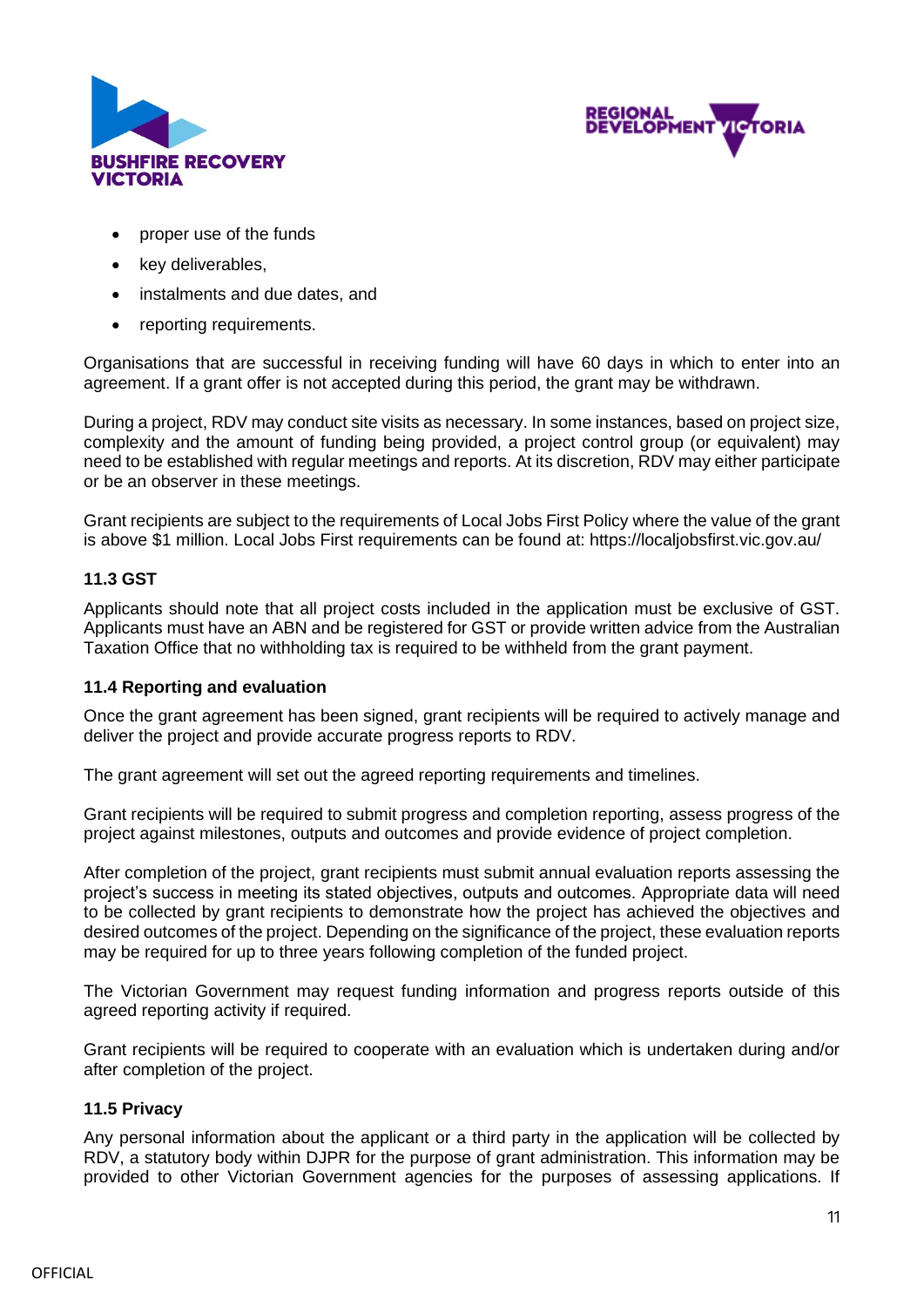- proper use of the funds
- key deliverables,
- instalments and due dates, and
- reporting requirements.

Organisations that are successful in receiving funding will have 60 days in which to enter into an agreement. If a grant offer is not accepted during this period, the grant may be withdrawn.

During a project, RDV may conduct site visits as necessary. In some instances, based on project size, complexity and the amount of funding being provided, a project control group (or equivalent) may need to be established with regular meetings and reports. At its discretion, RDV may either participate or be an observer in these meetings.

Grant recipients are subject to the requirements of Local Jobs First Policy where the value of the grant is above $1 million. Local Jobs First requirements can be found at: https://localjobsfirst.vic.gov.au/

### 11.3 GST

Applicants should note that all project costs included in the application must be exclusive of GST. Applicants must have an ABN and be registered for GST or provide written advice from the Australian Taxation Office that no withholding tax is required to be withheld from the grant payment.

### 11.4 Reporting and evaluation

Once the grant agreement has been signed, grant recipients will be required to actively manage and deliver the project and provide accurate progress reports to RDV.

The grant agreement will set out the agreed reporting requirements and timelines.

Grant recipients will be required to submit progress and completion reporting, assess progress of the project against milestones, outputs and outcomes and provide evidence of project completion.

After completion of the project, grant recipients must submit annual evaluation reports assessing the project's success in meeting its stated objectives, outputs and outcomes. Appropriate data will need to be collected by grant recipients to demonstrate how the project has achieved the objectives and desired outcomes of the project. Depending on the significance of the project, these evaluation reports may be required for up to three years following completion of the funded project.

The Victorian Government may request funding information and progress reports outside of this agreed reporting activity if required.

Grant recipients will be required to cooperate with an evaluation which is undertaken during and/or after completion of the project.

### 11.5 Privacy

Any personal information about the applicant or a third party in the application will be collected by RDV, a statutory body within DJPR for the purpose of grant administration. This information may be provided to other Victorian Government agencies for the purposes of assessing applications. If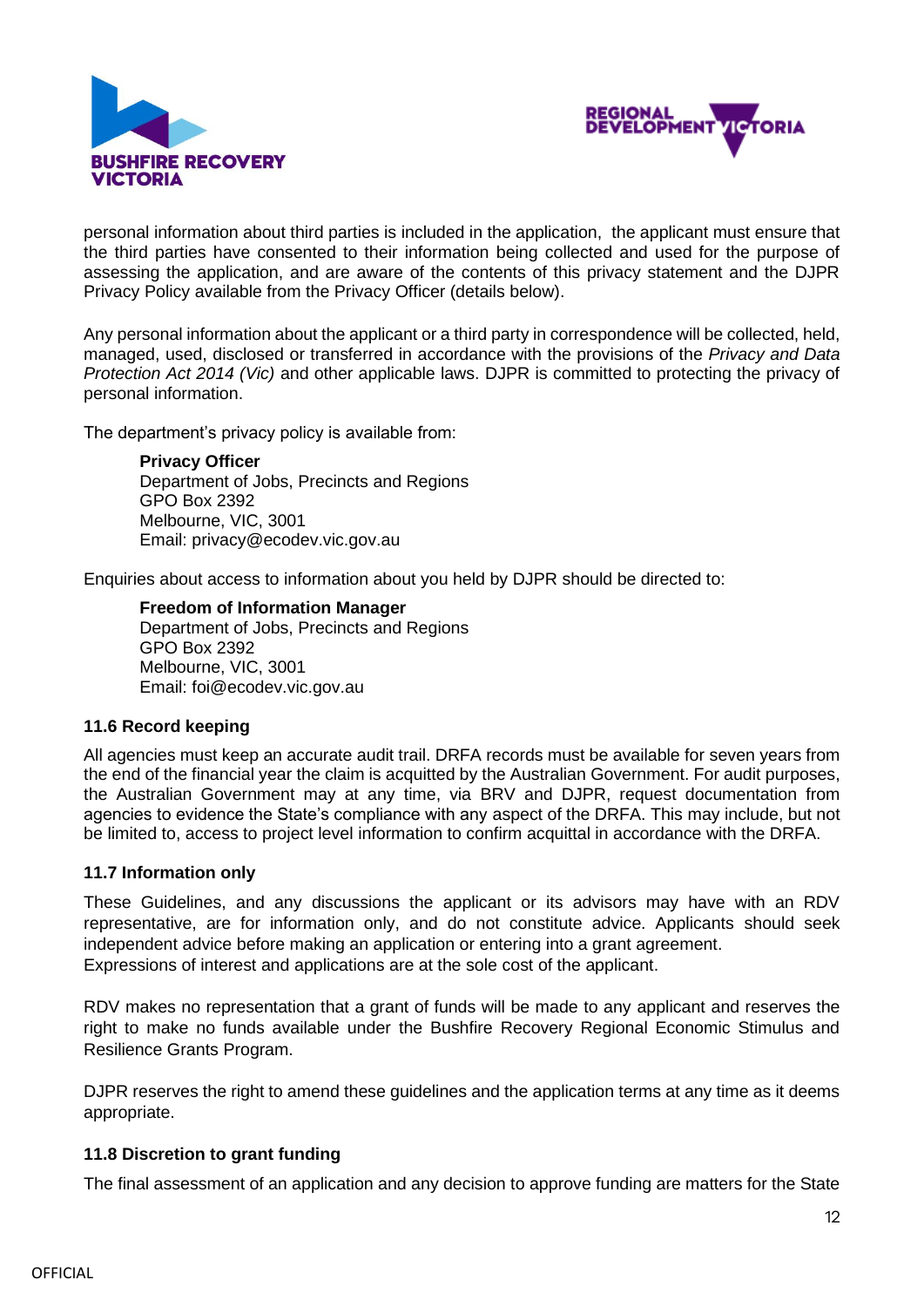personal information about third parties is included in the application, the applicant must ensure that the third parties have consented to their information being collected and used for the purpose of assessing the application, and are aware of the contents of this privacy statement and the DJPR Privacy Policy available from the Privacy Officer (details below).

Any personal information about the applicant or a third party in correspondence will be collected, held, managed, used, disclosed or transferred in accordance with the provisions of the *Privacy and Data Protection Act 2014 (Vic)* and other applicable laws. DJPR is committed to protecting the privacy of personal information.

The department's privacy policy is available from:

> **Privacy Officer**
> Department of Jobs, Precincts and Regions
> GPO Box 2392
> Melbourne, VIC, 3001
> Email: privacy@ecodev.vic.gov.au

Enquiries about access to information about you held by DJPR should be directed to:

> **Freedom of Information Manager**
> Department of Jobs, Precincts and Regions
> GPO Box 2392
> Melbourne, VIC, 3001
> Email: foi@ecodev.vic.gov.au

### 11.6 Record keeping

All agencies must keep an accurate audit trail. DRFA records must be available for seven years from the end of the financial year the claim is acquitted by the Australian Government. For audit purposes, the Australian Government may at any time, via BRV and DJPR, request documentation from agencies to evidence the State's compliance with any aspect of the DRFA. This may include, but not be limited to, access to project level information to confirm acquittal in accordance with the DRFA.

### 11.7 Information only

These Guidelines, and any discussions the applicant or its advisors may have with an RDV representative, are for information only, and do not constitute advice. Applicants should seek independent advice before making an application or entering into a grant agreement.
Expressions of interest and applications are at the sole cost of the applicant.

RDV makes no representation that a grant of funds will be made to any applicant and reserves the right to make no funds available under the Bushfire Recovery Regional Economic Stimulus and Resilience Grants Program.

DJPR reserves the right to amend these guidelines and the application terms at any time as it deems appropriate.

### 11.8 Discretion to grant funding

The final assessment of an application and any decision to approve funding are matters for the State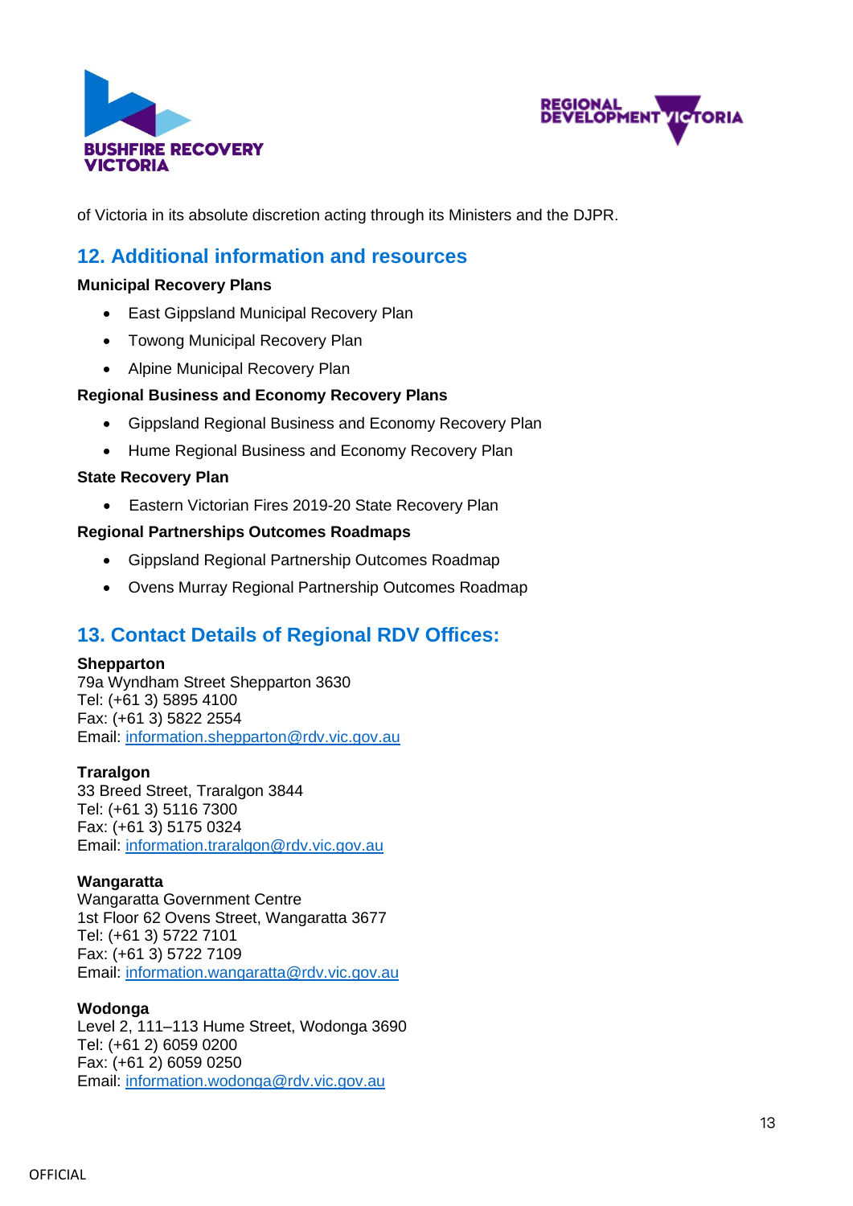of Victoria in its absolute discretion acting through its Ministers and the DJPR.

## 12. Additional information and resources

**Municipal Recovery Plans**

- East Gippsland Municipal Recovery Plan
- Towong Municipal Recovery Plan
- Alpine Municipal Recovery Plan

**Regional Business and Economy Recovery Plans**

- Gippsland Regional Business and Economy Recovery Plan
- Hume Regional Business and Economy Recovery Plan

**State Recovery Plan**

- Eastern Victorian Fires 2019-20 State Recovery Plan

**Regional Partnerships Outcomes Roadmaps**

- Gippsland Regional Partnership Outcomes Roadmap
- Ovens Murray Regional Partnership Outcomes Roadmap

## 13. Contact Details of Regional RDV Offices:

**Shepparton**
79a Wyndham Street Shepparton 3630
Tel: (+61 3) 5895 4100
Fax: (+61 3) 5822 2554
Email: information.shepparton@rdv.vic.gov.au

**Traralgon**
33 Breed Street, Traralgon 3844
Tel: (+61 3) 5116 7300
Fax: (+61 3) 5175 0324
Email: information.traralgon@rdv.vic.gov.au

**Wangaratta**
Wangaratta Government Centre
1st Floor 62 Ovens Street, Wangaratta 3677
Tel: (+61 3) 5722 7101
Fax: (+61 3) 5722 7109
Email: information.wangaratta@rdv.vic.gov.au

**Wodonga**
Level 2, 111–113 Hume Street, Wodonga 3690
Tel: (+61 2) 6059 0200
Fax: (+61 2) 6059 0250
Email: information.wodonga@rdv.vic.gov.au